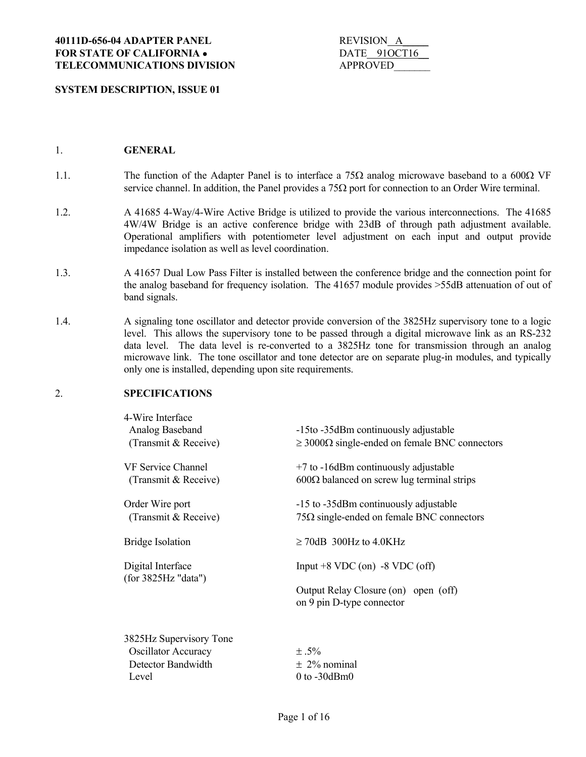**40111D-656-04 ADAPTER PANEL**
**FOR STATE OF CALIFORNIA •**
**TELECOMMUNICATIONS DIVISION**

REVISION__A_____
DATE__91OCT16__
APPROVED_______

**SYSTEM DESCRIPTION, ISSUE 01**

## 1. GENERAL

1.1. The function of the Adapter Panel is to interface a 75Ω analog microwave baseband to a 600Ω VF service channel. In addition, the Panel provides a 75Ω port for connection to an Order Wire terminal.

1.2. A 41685 4-Way/4-Wire Active Bridge is utilized to provide the various interconnections. The 41685 4W/4W Bridge is an active conference bridge with 23dB of through path adjustment available. Operational amplifiers with potentiometer level adjustment on each input and output provide impedance isolation as well as level coordination.

1.3. A 41657 Dual Low Pass Filter is installed between the conference bridge and the connection point for the analog baseband for frequency isolation. The 41657 module provides >55dB attenuation of out of band signals.

1.4. A signaling tone oscillator and detector provide conversion of the 3825Hz supervisory tone to a logic level. This allows the supervisory tone to be passed through a digital microwave link as an RS-232 data level. The data level is re-converted to a 3825Hz tone for transmission through an analog microwave link. The tone oscillator and tone detector are on separate plug-in modules, and typically only one is installed, depending upon site requirements.

## 2. SPECIFICATIONS

| | |
|---|---|
| 4-Wire Interface | |
| Analog Baseband | -15to -35dBm continuously adjustable |
| (Transmit & Receive) | ≥ 3000Ω single-ended on female BNC connectors |
| VF Service Channel | +7 to -16dBm continuously adjustable |
| (Transmit & Receive) | 600Ω balanced on screw lug terminal strips |
| Order Wire port | -15 to -35dBm continuously adjustable |
| (Transmit & Receive) | 75Ω single-ended on female BNC connectors |
| Bridge Isolation | ≥ 70dB 300Hz to 4.0KHz |
| Digital Interface (for 3825Hz "data") | Input +8 VDC (on) -8 VDC (off) |
| | Output Relay Closure (on) open (off) on 9 pin D-type connector |
| 3825Hz Supervisory Tone | |
| Oscillator Accuracy | ± .5% |
| Detector Bandwidth | ± 2% nominal |
| Level | 0 to -30dBm0 |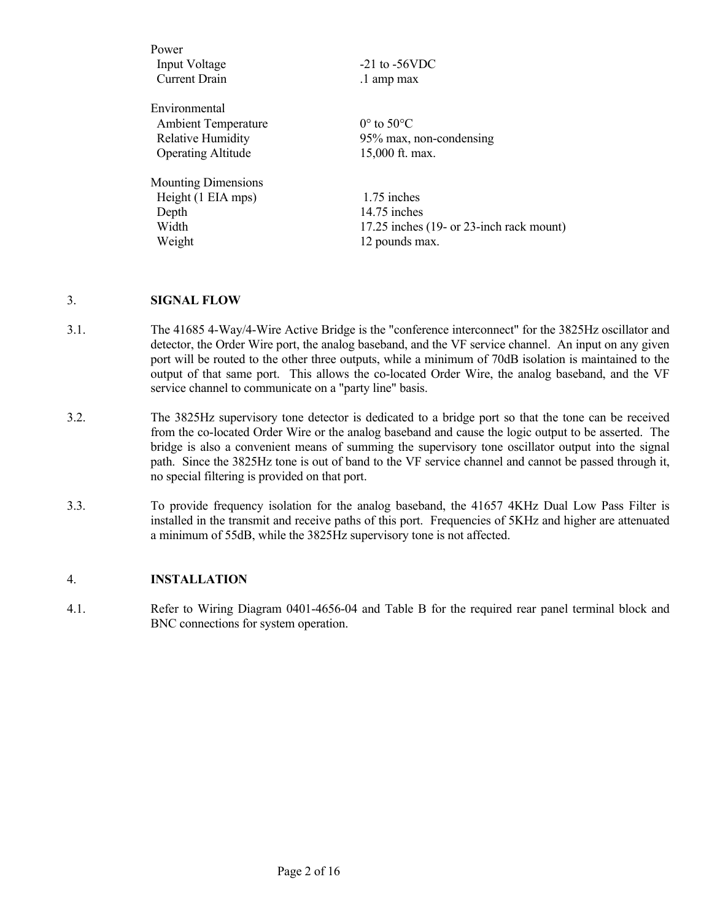| | |
|---|---|
| **Power** | |
| Input Voltage | -21 to -56VDC |
| Current Drain | .1 amp max |
| **Environmental** | |
| Ambient Temperature | 0° to 50°C |
| Relative Humidity | 95% max, non-condensing |
| Operating Altitude | 15,000 ft. max. |
| **Mounting Dimensions** | |
| Height (1 EIA mps) | 1.75 inches |
| Depth | 14.75 inches |
| Width | 17.25 inches (19- or 23-inch rack mount) |
| Weight | 12 pounds max. |

## 3. SIGNAL FLOW

3.1. The 41685 4-Way/4-Wire Active Bridge is the "conference interconnect" for the 3825Hz oscillator and detector, the Order Wire port, the analog baseband, and the VF service channel. An input on any given port will be routed to the other three outputs, while a minimum of 70dB isolation is maintained to the output of that same port. This allows the co-located Order Wire, the analog baseband, and the VF service channel to communicate on a "party line" basis.

3.2. The 3825Hz supervisory tone detector is dedicated to a bridge port so that the tone can be received from the co-located Order Wire or the analog baseband and cause the logic output to be asserted. The bridge is also a convenient means of summing the supervisory tone oscillator output into the signal path. Since the 3825Hz tone is out of band to the VF service channel and cannot be passed through it, no special filtering is provided on that port.

3.3. To provide frequency isolation for the analog baseband, the 41657 4KHz Dual Low Pass Filter is installed in the transmit and receive paths of this port. Frequencies of 5KHz and higher are attenuated a minimum of 55dB, while the 3825Hz supervisory tone is not affected.

## 4. INSTALLATION

4.1. Refer to Wiring Diagram 0401-4656-04 and Table B for the required rear panel terminal block and BNC connections for system operation.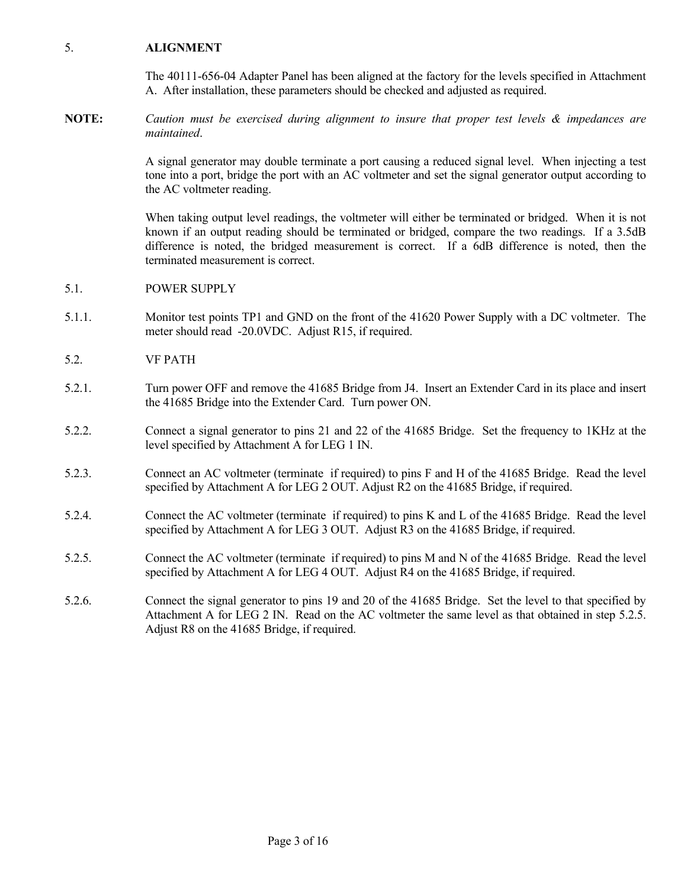## 5. ALIGNMENT

The 40111-656-04 Adapter Panel has been aligned at the factory for the levels specified in Attachment A. After installation, these parameters should be checked and adjusted as required.

**NOTE:** *Caution must be exercised during alignment to insure that proper test levels & impedances are maintained*.

A signal generator may double terminate a port causing a reduced signal level. When injecting a test tone into a port, bridge the port with an AC voltmeter and set the signal generator output according to the AC voltmeter reading.

When taking output level readings, the voltmeter will either be terminated or bridged. When it is not known if an output reading should be terminated or bridged, compare the two readings. If a 3.5dB difference is noted, the bridged measurement is correct. If a 6dB difference is noted, then the terminated measurement is correct.

### 5.1. POWER SUPPLY

5.1.1. Monitor test points TP1 and GND on the front of the 41620 Power Supply with a DC voltmeter. The meter should read -20.0VDC. Adjust R15, if required.

### 5.2. VF PATH

5.2.1. Turn power OFF and remove the 41685 Bridge from J4. Insert an Extender Card in its place and insert the 41685 Bridge into the Extender Card. Turn power ON.

5.2.2. Connect a signal generator to pins 21 and 22 of the 41685 Bridge. Set the frequency to 1KHz at the level specified by Attachment A for LEG 1 IN.

5.2.3. Connect an AC voltmeter (terminate if required) to pins F and H of the 41685 Bridge. Read the level specified by Attachment A for LEG 2 OUT. Adjust R2 on the 41685 Bridge, if required.

5.2.4. Connect the AC voltmeter (terminate if required) to pins K and L of the 41685 Bridge. Read the level specified by Attachment A for LEG 3 OUT. Adjust R3 on the 41685 Bridge, if required.

5.2.5. Connect the AC voltmeter (terminate if required) to pins M and N of the 41685 Bridge. Read the level specified by Attachment A for LEG 4 OUT. Adjust R4 on the 41685 Bridge, if required.

5.2.6. Connect the signal generator to pins 19 and 20 of the 41685 Bridge. Set the level to that specified by Attachment A for LEG 2 IN. Read on the AC voltmeter the same level as that obtained in step 5.2.5. Adjust R8 on the 41685 Bridge, if required.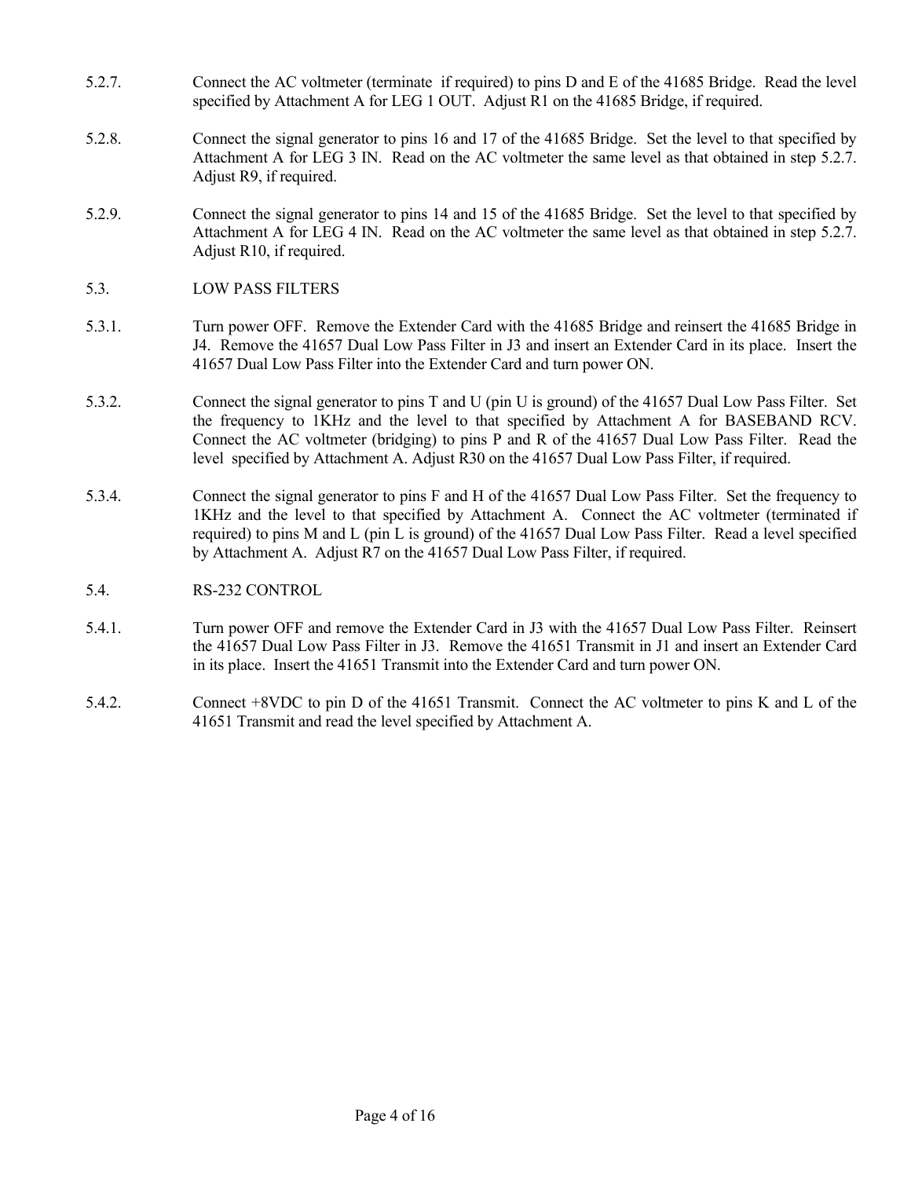5.2.7. Connect the AC voltmeter (terminate if required) to pins D and E of the 41685 Bridge. Read the level specified by Attachment A for LEG 1 OUT. Adjust R1 on the 41685 Bridge, if required.

5.2.8. Connect the signal generator to pins 16 and 17 of the 41685 Bridge. Set the level to that specified by Attachment A for LEG 3 IN. Read on the AC voltmeter the same level as that obtained in step 5.2.7. Adjust R9, if required.

5.2.9. Connect the signal generator to pins 14 and 15 of the 41685 Bridge. Set the level to that specified by Attachment A for LEG 4 IN. Read on the AC voltmeter the same level as that obtained in step 5.2.7. Adjust R10, if required.

5.3. LOW PASS FILTERS

5.3.1. Turn power OFF. Remove the Extender Card with the 41685 Bridge and reinsert the 41685 Bridge in J4. Remove the 41657 Dual Low Pass Filter in J3 and insert an Extender Card in its place. Insert the 41657 Dual Low Pass Filter into the Extender Card and turn power ON.

5.3.2. Connect the signal generator to pins T and U (pin U is ground) of the 41657 Dual Low Pass Filter. Set the frequency to 1KHz and the level to that specified by Attachment A for BASEBAND RCV. Connect the AC voltmeter (bridging) to pins P and R of the 41657 Dual Low Pass Filter. Read the level specified by Attachment A. Adjust R30 on the 41657 Dual Low Pass Filter, if required.

5.3.4. Connect the signal generator to pins F and H of the 41657 Dual Low Pass Filter. Set the frequency to 1KHz and the level to that specified by Attachment A. Connect the AC voltmeter (terminated if required) to pins M and L (pin L is ground) of the 41657 Dual Low Pass Filter. Read a level specified by Attachment A. Adjust R7 on the 41657 Dual Low Pass Filter, if required.

5.4. RS-232 CONTROL

5.4.1. Turn power OFF and remove the Extender Card in J3 with the 41657 Dual Low Pass Filter. Reinsert the 41657 Dual Low Pass Filter in J3. Remove the 41651 Transmit in J1 and insert an Extender Card in its place. Insert the 41651 Transmit into the Extender Card and turn power ON.

5.4.2. Connect +8VDC to pin D of the 41651 Transmit. Connect the AC voltmeter to pins K and L of the 41651 Transmit and read the level specified by Attachment A.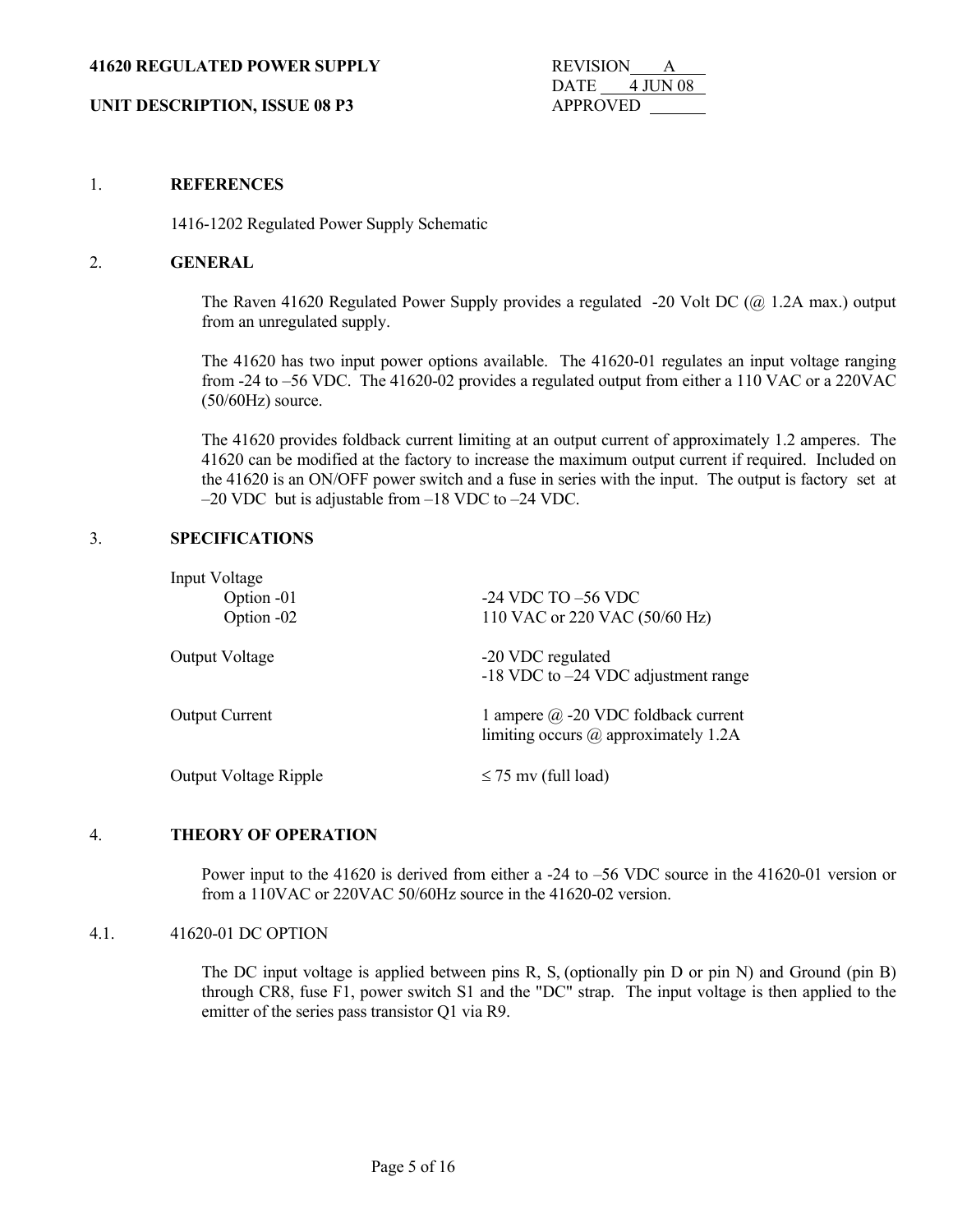## 1. REFERENCES

1416-1202 Regulated Power Supply Schematic

## 2. GENERAL

The Raven 41620 Regulated Power Supply provides a regulated -20 Volt DC (@ 1.2A max.) output from an unregulated supply.

The 41620 has two input power options available. The 41620-01 regulates an input voltage ranging from -24 to –56 VDC. The 41620-02 provides a regulated output from either a 110 VAC or a 220VAC (50/60Hz) source.

The 41620 provides foldback current limiting at an output current of approximately 1.2 amperes. The 41620 can be modified at the factory to increase the maximum output current if required. Included on the 41620 is an ON/OFF power switch and a fuse in series with the input. The output is factory set at –20 VDC but is adjustable from –18 VDC to –24 VDC.

## 3. SPECIFICATIONS

| | |
|---|---|
| Input Voltage | |
| Option -01 | -24 VDC TO –56 VDC |
| Option -02 | 110 VAC or 220 VAC (50/60 Hz) |
| Output Voltage | -20 VDC regulated<br>-18 VDC to –24 VDC adjustment range |
| Output Current | 1 ampere @ -20 VDC foldback current limiting occurs @ approximately 1.2A |
| Output Voltage Ripple | ≤ 75 mv (full load) |

## 4. THEORY OF OPERATION

Power input to the 41620 is derived from either a -24 to –56 VDC source in the 41620-01 version or from a 110VAC or 220VAC 50/60Hz source in the 41620-02 version.

### 4.1. 41620-01 DC OPTION

The DC input voltage is applied between pins R, S, (optionally pin D or pin N) and Ground (pin B) through CR8, fuse F1, power switch S1 and the "DC" strap. The input voltage is then applied to the emitter of the series pass transistor Q1 via R9.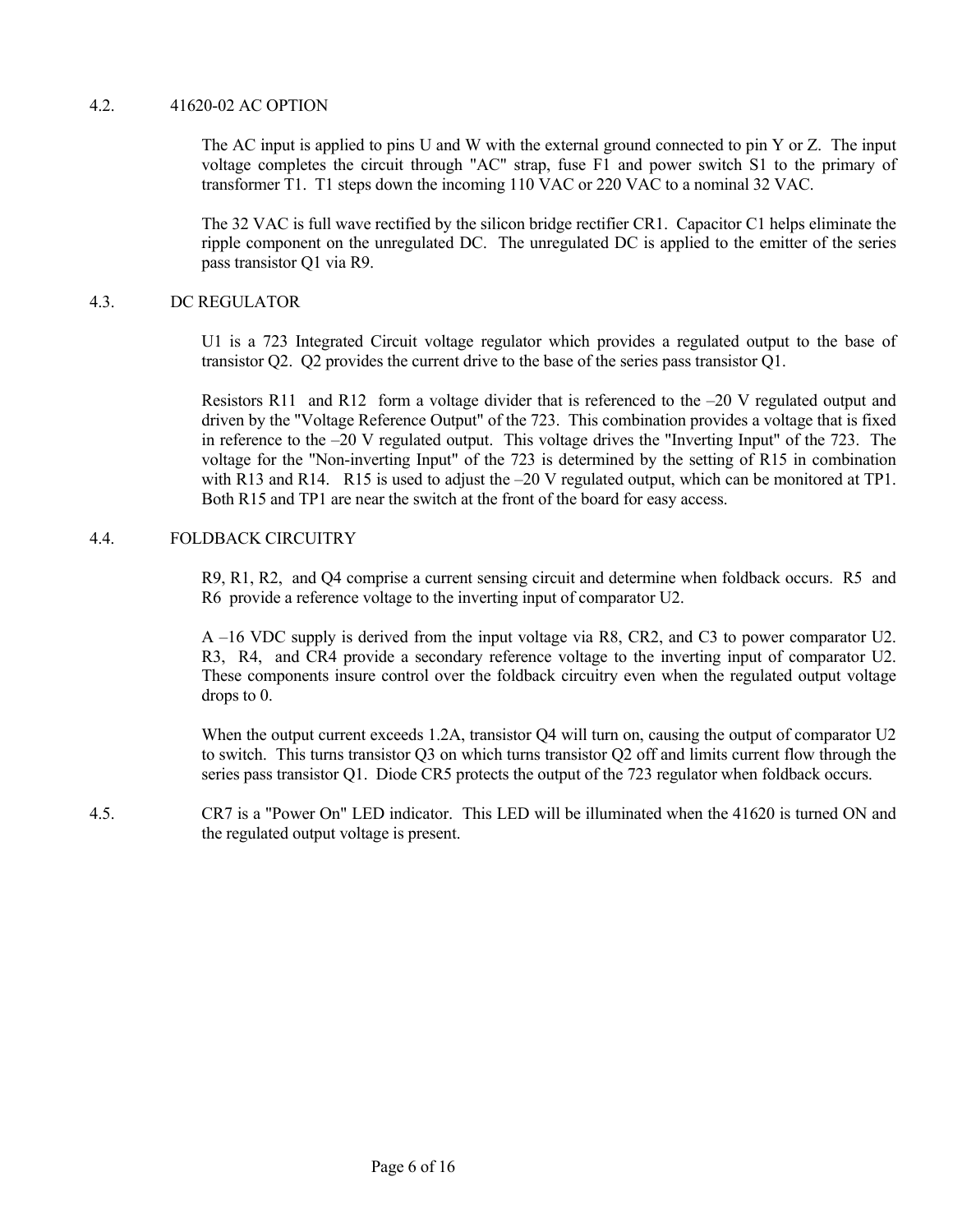### 4.2. 41620-02 AC OPTION

The AC input is applied to pins U and W with the external ground connected to pin Y or Z. The input voltage completes the circuit through "AC" strap, fuse F1 and power switch S1 to the primary of transformer T1. T1 steps down the incoming 110 VAC or 220 VAC to a nominal 32 VAC.

The 32 VAC is full wave rectified by the silicon bridge rectifier CR1. Capacitor C1 helps eliminate the ripple component on the unregulated DC. The unregulated DC is applied to the emitter of the series pass transistor Q1 via R9.

### 4.3. DC REGULATOR

U1 is a 723 Integrated Circuit voltage regulator which provides a regulated output to the base of transistor Q2. Q2 provides the current drive to the base of the series pass transistor Q1.

Resistors R11 and R12 form a voltage divider that is referenced to the –20 V regulated output and driven by the "Voltage Reference Output" of the 723. This combination provides a voltage that is fixed in reference to the –20 V regulated output. This voltage drives the "Inverting Input" of the 723. The voltage for the "Non-inverting Input" of the 723 is determined by the setting of R15 in combination with R13 and R14. R15 is used to adjust the –20 V regulated output, which can be monitored at TP1. Both R15 and TP1 are near the switch at the front of the board for easy access.

### 4.4. FOLDBACK CIRCUITRY

R9, R1, R2, and Q4 comprise a current sensing circuit and determine when foldback occurs. R5 and R6 provide a reference voltage to the inverting input of comparator U2.

A –16 VDC supply is derived from the input voltage via R8, CR2, and C3 to power comparator U2. R3, R4, and CR4 provide a secondary reference voltage to the inverting input of comparator U2. These components insure control over the foldback circuitry even when the regulated output voltage drops to 0.

When the output current exceeds 1.2A, transistor Q4 will turn on, causing the output of comparator U2 to switch. This turns transistor Q3 on which turns transistor Q2 off and limits current flow through the series pass transistor Q1. Diode CR5 protects the output of the 723 regulator when foldback occurs.

4.5. CR7 is a "Power On" LED indicator. This LED will be illuminated when the 41620 is turned ON and the regulated output voltage is present.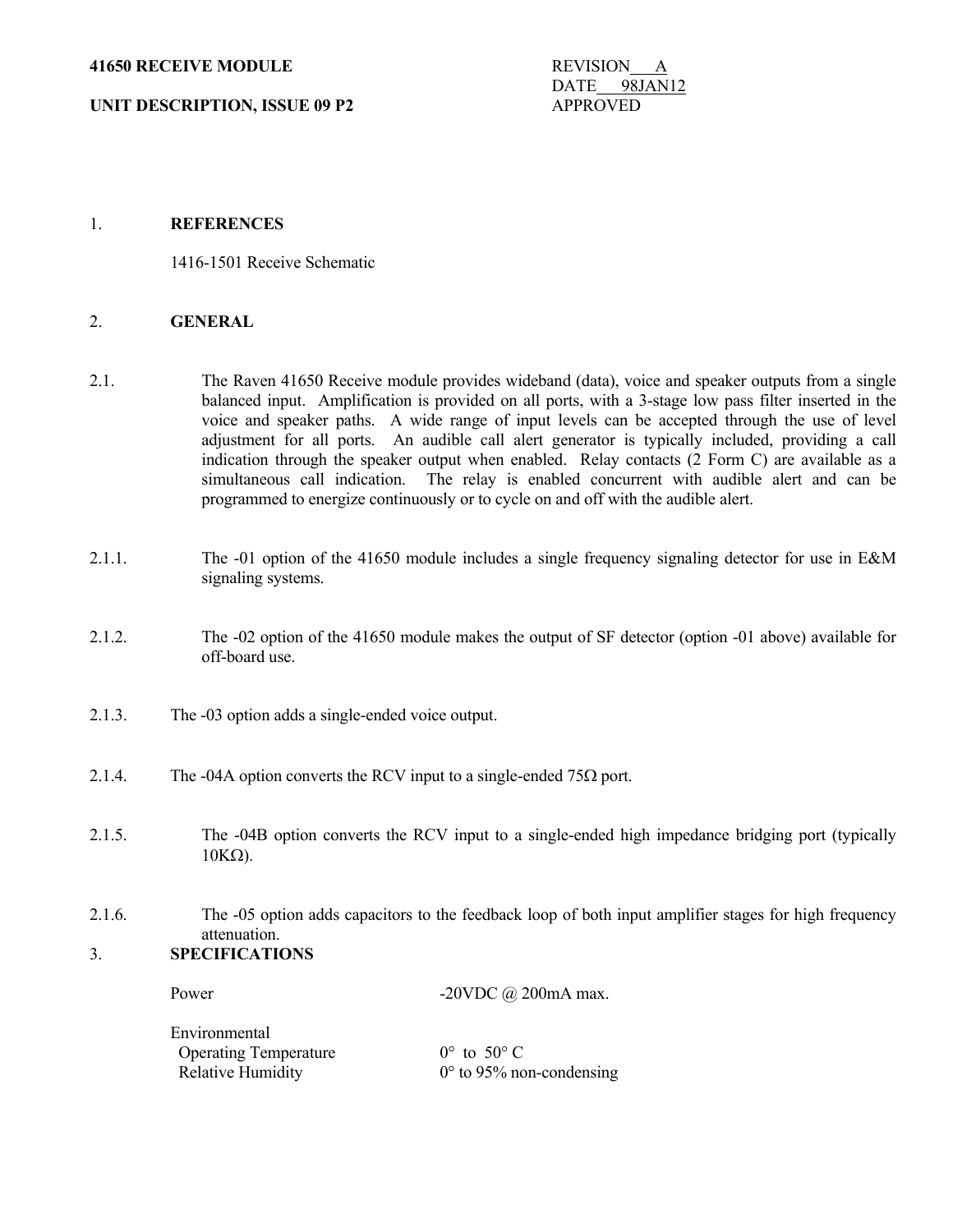**41650 RECEIVE MODULE**

**UNIT DESCRIPTION, ISSUE 09 P2**

REVISION A
DATE 98JAN12
APPROVED

## 1. REFERENCES

1416-1501 Receive Schematic

## 2. GENERAL

2.1. The Raven 41650 Receive module provides wideband (data), voice and speaker outputs from a single balanced input. Amplification is provided on all ports, with a 3-stage low pass filter inserted in the voice and speaker paths. A wide range of input levels can be accepted through the use of level adjustment for all ports. An audible call alert generator is typically included, providing a call indication through the speaker output when enabled. Relay contacts (2 Form C) are available as a simultaneous call indication. The relay is enabled concurrent with audible alert and can be programmed to energize continuously or to cycle on and off with the audible alert.

2.1.1. The -01 option of the 41650 module includes a single frequency signaling detector for use in E&M signaling systems.

2.1.2. The -02 option of the 41650 module makes the output of SF detector (option -01 above) available for off-board use.

2.1.3. The -03 option adds a single-ended voice output.

2.1.4. The -04A option converts the RCV input to a single-ended 75Ω port.

2.1.5. The -04B option converts the RCV input to a single-ended high impedance bridging port (typically 10KΩ).

2.1.6. The -05 option adds capacitors to the feedback loop of both input amplifier stages for high frequency attenuation.

## 3. SPECIFICATIONS

| | |
|---|---|
| Power | -20VDC @ 200mA max. |
| Environmental | |
| Operating Temperature | 0° to 50° C |
| Relative Humidity | 0° to 95% non-condensing |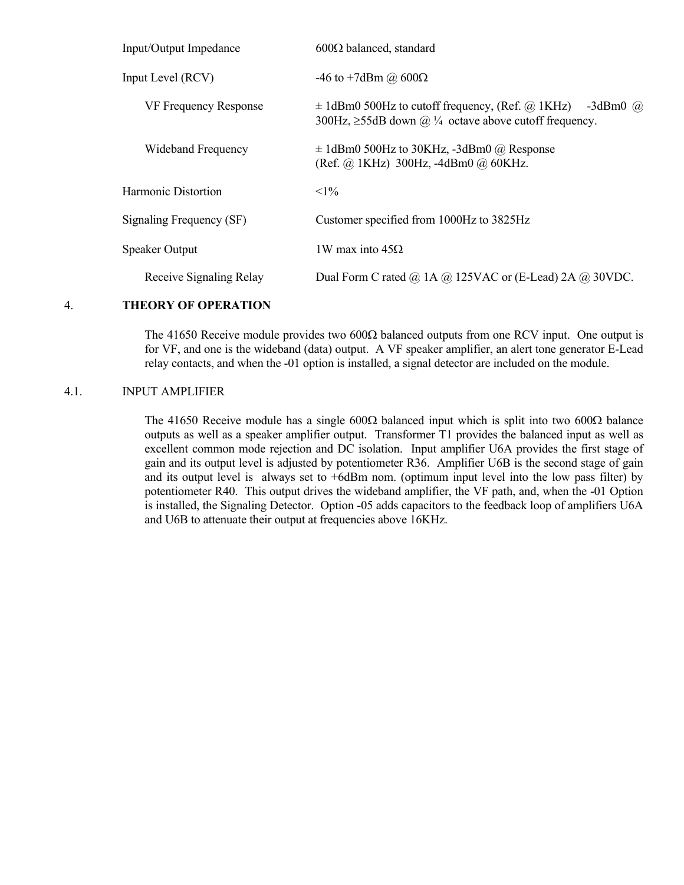| | |
|---|---|
| Input/Output Impedance | 600Ω balanced, standard |
| Input Level (RCV) | -46 to +7dBm @ 600Ω |
| VF Frequency Response | ± 1dBm0 500Hz to cutoff frequency, (Ref. @ 1KHz) -3dBm0 @ 300Hz, ≥55dB down @ ¼ octave above cutoff frequency. |
| Wideband Frequency | ± 1dBm0 500Hz to 30KHz, -3dBm0 @ Response (Ref. @ 1KHz) 300Hz, -4dBm0 @ 60KHz. |
| Harmonic Distortion | <1% |
| Signaling Frequency (SF) | Customer specified from 1000Hz to 3825Hz |
| Speaker Output | 1W max into 45Ω |
| Receive Signaling Relay | Dual Form C rated @ 1A @ 125VAC or (E-Lead) 2A @ 30VDC. |

## 4. THEORY OF OPERATION

The 41650 Receive module provides two 600Ω balanced outputs from one RCV input. One output is for VF, and one is the wideband (data) output. A VF speaker amplifier, an alert tone generator E-Lead relay contacts, and when the -01 option is installed, a signal detector are included on the module.

### 4.1. INPUT AMPLIFIER

The 41650 Receive module has a single 600Ω balanced input which is split into two 600Ω balance outputs as well as a speaker amplifier output. Transformer T1 provides the balanced input as well as excellent common mode rejection and DC isolation. Input amplifier U6A provides the first stage of gain and its output level is adjusted by potentiometer R36. Amplifier U6B is the second stage of gain and its output level is always set to +6dBm nom. (optimum input level into the low pass filter) by potentiometer R40. This output drives the wideband amplifier, the VF path, and, when the -01 Option is installed, the Signaling Detector. Option -05 adds capacitors to the feedback loop of amplifiers U6A and U6B to attenuate their output at frequencies above 16KHz.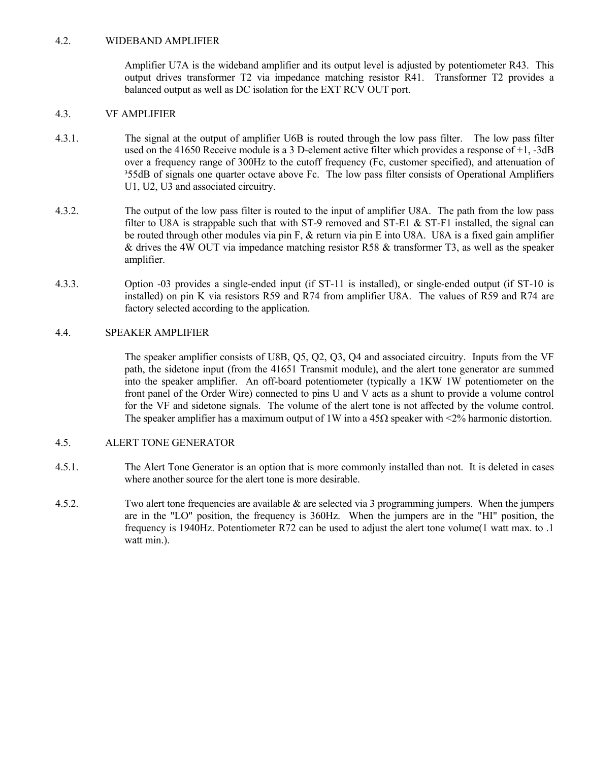## 4.2. WIDEBAND AMPLIFIER

Amplifier U7A is the wideband amplifier and its output level is adjusted by potentiometer R43. This output drives transformer T2 via impedance matching resistor R41. Transformer T2 provides a balanced output as well as DC isolation for the EXT RCV OUT port.

## 4.3. VF AMPLIFIER

4.3.1. The signal at the output of amplifier U6B is routed through the low pass filter. The low pass filter used on the 41650 Receive module is a 3 D-element active filter which provides a response of +1, -3dB over a frequency range of 300Hz to the cutoff frequency (Fc, customer specified), and attenuation of ³55dB of signals one quarter octave above Fc. The low pass filter consists of Operational Amplifiers U1, U2, U3 and associated circuitry.

4.3.2. The output of the low pass filter is routed to the input of amplifier U8A. The path from the low pass filter to U8A is strappable such that with ST-9 removed and ST-E1 & ST-F1 installed, the signal can be routed through other modules via pin F, & return via pin E into U8A. U8A is a fixed gain amplifier & drives the 4W OUT via impedance matching resistor R58 & transformer T3, as well as the speaker amplifier.

4.3.3. Option -03 provides a single-ended input (if ST-11 is installed), or single-ended output (if ST-10 is installed) on pin K via resistors R59 and R74 from amplifier U8A. The values of R59 and R74 are factory selected according to the application.

## 4.4. SPEAKER AMPLIFIER

The speaker amplifier consists of U8B, Q5, Q2, Q3, Q4 and associated circuitry. Inputs from the VF path, the sidetone input (from the 41651 Transmit module), and the alert tone generator are summed into the speaker amplifier. An off-board potentiometer (typically a 1KW 1W potentiometer on the front panel of the Order Wire) connected to pins U and V acts as a shunt to provide a volume control for the VF and sidetone signals. The volume of the alert tone is not affected by the volume control. The speaker amplifier has a maximum output of 1W into a 45Ω speaker with <2% harmonic distortion.

## 4.5. ALERT TONE GENERATOR

4.5.1. The Alert Tone Generator is an option that is more commonly installed than not. It is deleted in cases where another source for the alert tone is more desirable.

4.5.2. Two alert tone frequencies are available & are selected via 3 programming jumpers. When the jumpers are in the "LO" position, the frequency is 360Hz. When the jumpers are in the "HI" position, the frequency is 1940Hz. Potentiometer R72 can be used to adjust the alert tone volume(1 watt max. to .1 watt min.).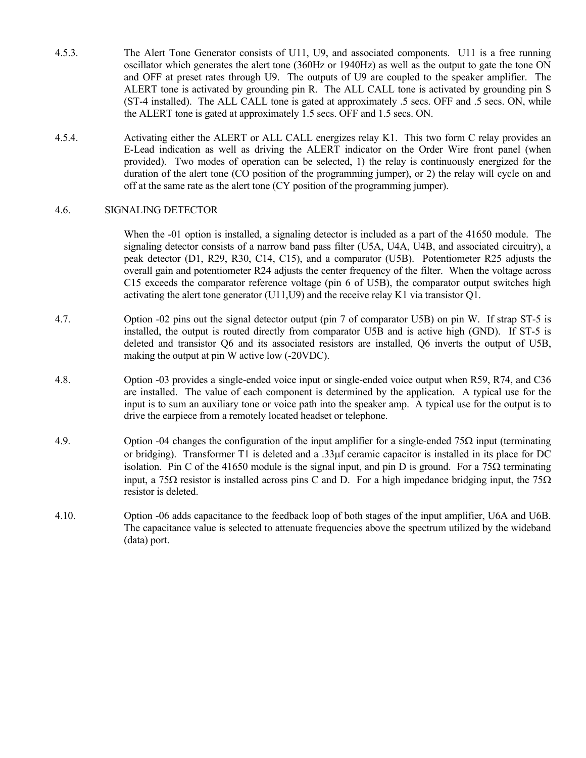4.5.3. The Alert Tone Generator consists of U11, U9, and associated components. U11 is a free running oscillator which generates the alert tone (360Hz or 1940Hz) as well as the output to gate the tone ON and OFF at preset rates through U9. The outputs of U9 are coupled to the speaker amplifier. The ALERT tone is activated by grounding pin R. The ALL CALL tone is activated by grounding pin S (ST-4 installed). The ALL CALL tone is gated at approximately .5 secs. OFF and .5 secs. ON, while the ALERT tone is gated at approximately 1.5 secs. OFF and 1.5 secs. ON.

4.5.4. Activating either the ALERT or ALL CALL energizes relay K1. This two form C relay provides an E-Lead indication as well as driving the ALERT indicator on the Order Wire front panel (when provided). Two modes of operation can be selected, 1) the relay is continuously energized for the duration of the alert tone (CO position of the programming jumper), or 2) the relay will cycle on and off at the same rate as the alert tone (CY position of the programming jumper).

## 4.6. SIGNALING DETECTOR

When the -01 option is installed, a signaling detector is included as a part of the 41650 module. The signaling detector consists of a narrow band pass filter (U5A, U4A, U4B, and associated circuitry), a peak detector (D1, R29, R30, C14, C15), and a comparator (U5B). Potentiometer R25 adjusts the overall gain and potentiometer R24 adjusts the center frequency of the filter. When the voltage across C15 exceeds the comparator reference voltage (pin 6 of U5B), the comparator output switches high activating the alert tone generator (U11,U9) and the receive relay K1 via transistor Q1.

4.7. Option -02 pins out the signal detector output (pin 7 of comparator U5B) on pin W. If strap ST-5 is installed, the output is routed directly from comparator U5B and is active high (GND). If ST-5 is deleted and transistor Q6 and its associated resistors are installed, Q6 inverts the output of U5B, making the output at pin W active low (-20VDC).

4.8. Option -03 provides a single-ended voice input or single-ended voice output when R59, R74, and C36 are installed. The value of each component is determined by the application. A typical use for the input is to sum an auxiliary tone or voice path into the speaker amp. A typical use for the output is to drive the earpiece from a remotely located headset or telephone.

4.9. Option -04 changes the configuration of the input amplifier for a single-ended 75Ω input (terminating or bridging). Transformer T1 is deleted and a .33µf ceramic capacitor is installed in its place for DC isolation. Pin C of the 41650 module is the signal input, and pin D is ground. For a 75Ω terminating input, a 75Ω resistor is installed across pins C and D. For a high impedance bridging input, the 75Ω resistor is deleted.

4.10. Option -06 adds capacitance to the feedback loop of both stages of the input amplifier, U6A and U6B. The capacitance value is selected to attenuate frequencies above the spectrum utilized by the wideband (data) port.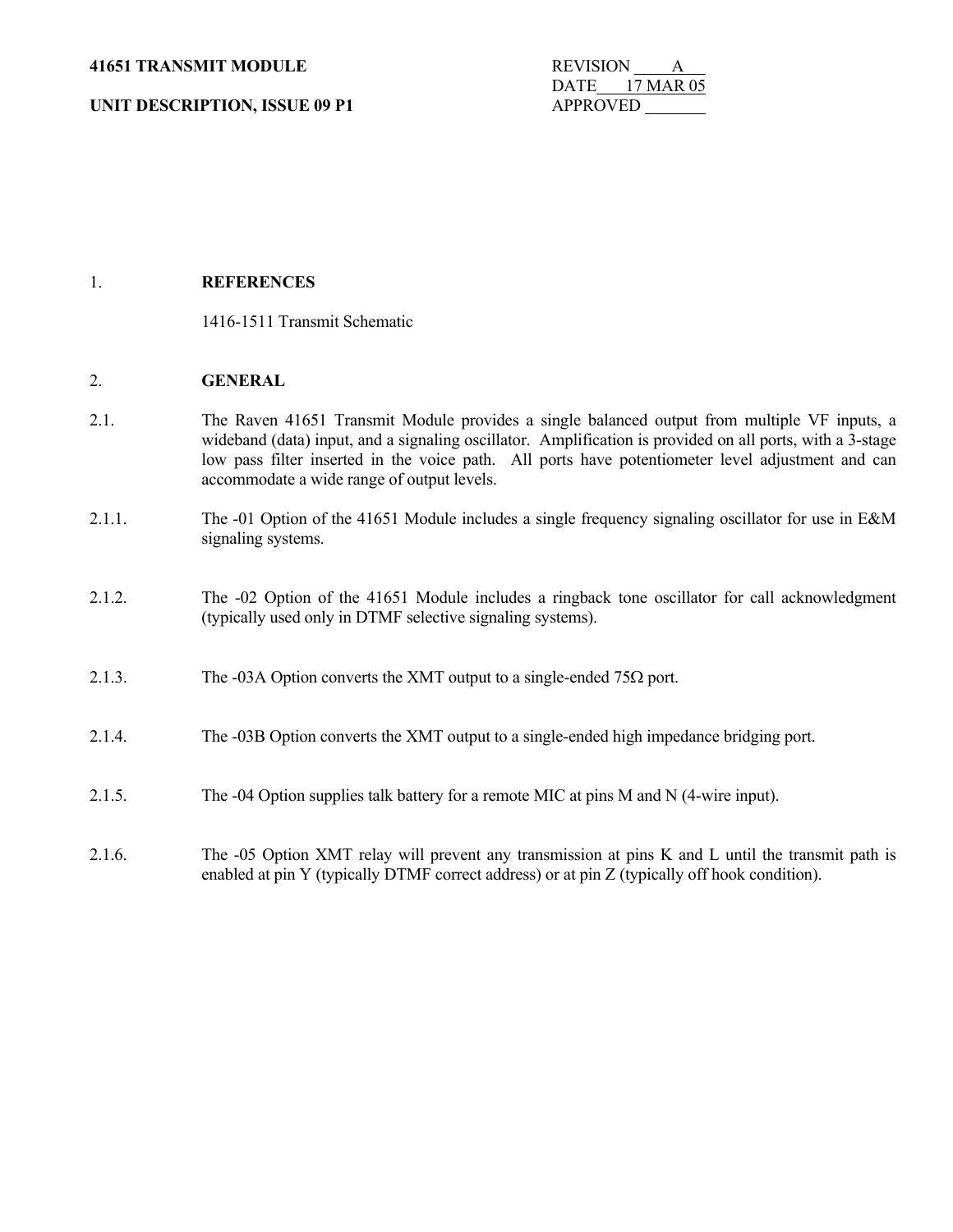**41651 TRANSMIT MODULE**

**UNIT DESCRIPTION, ISSUE 09 P1**

REVISION A
DATE 17 MAR 05
APPROVED

## 1. REFERENCES

1416-1511 Transmit Schematic

## 2. GENERAL

2.1. The Raven 41651 Transmit Module provides a single balanced output from multiple VF inputs, a wideband (data) input, and a signaling oscillator. Amplification is provided on all ports, with a 3-stage low pass filter inserted in the voice path. All ports have potentiometer level adjustment and can accommodate a wide range of output levels.

2.1.1. The -01 Option of the 41651 Module includes a single frequency signaling oscillator for use in E&M signaling systems.

2.1.2. The -02 Option of the 41651 Module includes a ringback tone oscillator for call acknowledgment (typically used only in DTMF selective signaling systems).

2.1.3. The -03A Option converts the XMT output to a single-ended 75Ω port.

2.1.4. The -03B Option converts the XMT output to a single-ended high impedance bridging port.

2.1.5. The -04 Option supplies talk battery for a remote MIC at pins M and N (4-wire input).

2.1.6. The -05 Option XMT relay will prevent any transmission at pins K and L until the transmit path is enabled at pin Y (typically DTMF correct address) or at pin Z (typically off hook condition).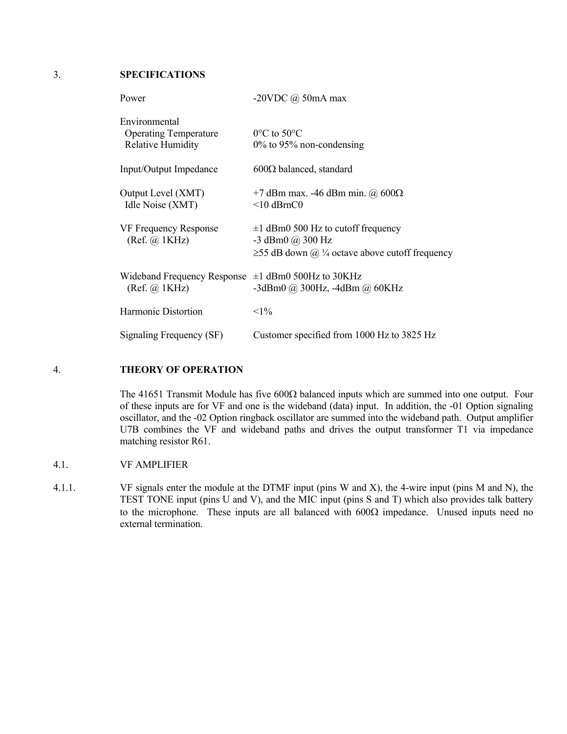## 3. SPECIFICATIONS

| | |
|---|---|
| Power | -20VDC @ 50mA max |
| Environmental | |
| Operating Temperature | 0°C to 50°C |
| Relative Humidity | 0% to 95% non-condensing |
| Input/Output Impedance | 600Ω balanced, standard |
| Output Level (XMT) | +7 dBm max. -46 dBm min. @ 600Ω |
| Idle Noise (XMT) | <10 dBrnC0 |
| VF Frequency Response (Ref. @ 1KHz) | ±1 dBm0 500 Hz to cutoff frequency<br>-3 dBm0 @ 300 Hz<br>≥55 dB down @ ¼ octave above cutoff frequency |
| Wideband Frequency Response (Ref. @ 1KHz) | ±1 dBm0 500Hz to 30KHz<br>-3dBm0 @ 300Hz, -4dBm @ 60KHz |
| Harmonic Distortion | <1% |
| Signaling Frequency (SF) | Customer specified from 1000 Hz to 3825 Hz |

## 4. THEORY OF OPERATION

The 41651 Transmit Module has five 600Ω balanced inputs which are summed into one output. Four of these inputs are for VF and one is the wideband (data) input. In addition, the -01 Option signaling oscillator, and the -02 Option ringback oscillator are summed into the wideband path. Output amplifier U7B combines the VF and wideband paths and drives the output transformer T1 via impedance matching resistor R61.

### 4.1. VF AMPLIFIER

4.1.1. VF signals enter the module at the DTMF input (pins W and X), the 4-wire input (pins M and N), the TEST TONE input (pins U and V), and the MIC input (pins S and T) which also provides talk battery to the microphone. These inputs are all balanced with 600Ω impedance. Unused inputs need no external termination.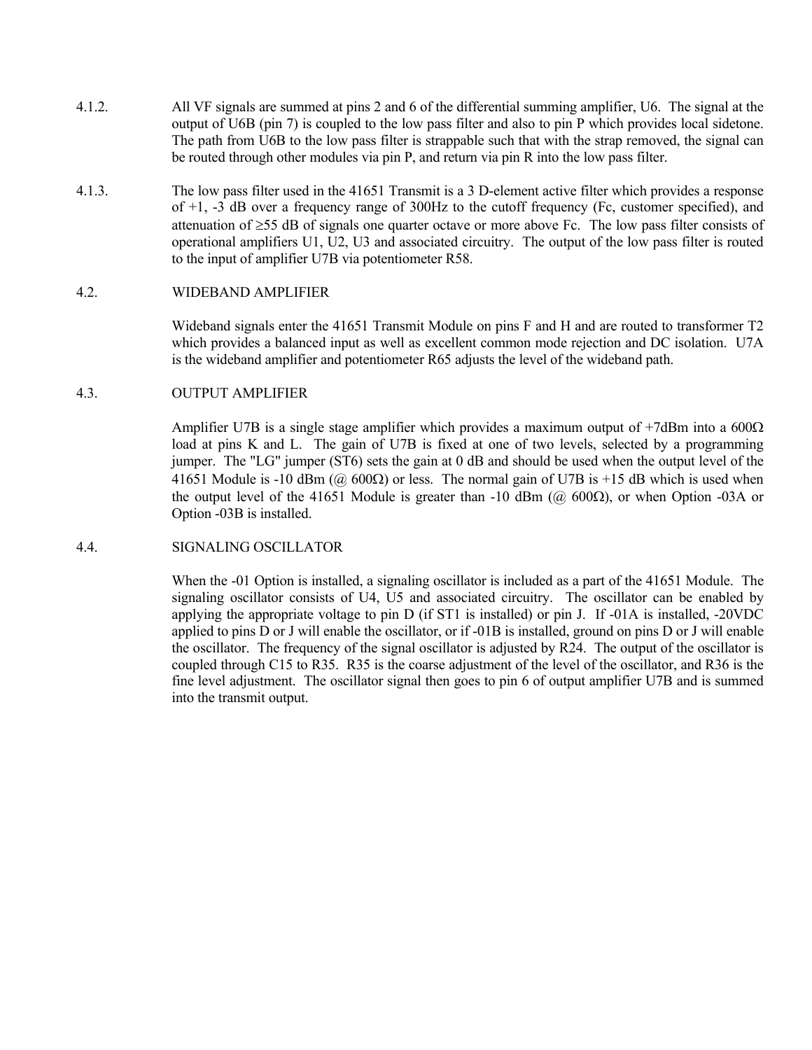4.1.2. All VF signals are summed at pins 2 and 6 of the differential summing amplifier, U6. The signal at the output of U6B (pin 7) is coupled to the low pass filter and also to pin P which provides local sidetone. The path from U6B to the low pass filter is strappable such that with the strap removed, the signal can be routed through other modules via pin P, and return via pin R into the low pass filter.

4.1.3. The low pass filter used in the 41651 Transmit is a 3 D-element active filter which provides a response of +1, -3 dB over a frequency range of 300Hz to the cutoff frequency (Fc, customer specified), and attenuation of ≥55 dB of signals one quarter octave or more above Fc. The low pass filter consists of operational amplifiers U1, U2, U3 and associated circuitry. The output of the low pass filter is routed to the input of amplifier U7B via potentiometer R58.

## 4.2. WIDEBAND AMPLIFIER

Wideband signals enter the 41651 Transmit Module on pins F and H and are routed to transformer T2 which provides a balanced input as well as excellent common mode rejection and DC isolation. U7A is the wideband amplifier and potentiometer R65 adjusts the level of the wideband path.

## 4.3. OUTPUT AMPLIFIER

Amplifier U7B is a single stage amplifier which provides a maximum output of +7dBm into a 600Ω load at pins K and L. The gain of U7B is fixed at one of two levels, selected by a programming jumper. The "LG" jumper (ST6) sets the gain at 0 dB and should be used when the output level of the 41651 Module is -10 dBm (@ 600Ω) or less. The normal gain of U7B is +15 dB which is used when the output level of the 41651 Module is greater than -10 dBm (@ 600Ω), or when Option -03A or Option -03B is installed.

## 4.4. SIGNALING OSCILLATOR

When the -01 Option is installed, a signaling oscillator is included as a part of the 41651 Module. The signaling oscillator consists of U4, U5 and associated circuitry. The oscillator can be enabled by applying the appropriate voltage to pin D (if ST1 is installed) or pin J. If -01A is installed, -20VDC applied to pins D or J will enable the oscillator, or if -01B is installed, ground on pins D or J will enable the oscillator. The frequency of the signal oscillator is adjusted by R24. The output of the oscillator is coupled through C15 to R35. R35 is the coarse adjustment of the level of the oscillator, and R36 is the fine level adjustment. The oscillator signal then goes to pin 6 of output amplifier U7B and is summed into the transmit output.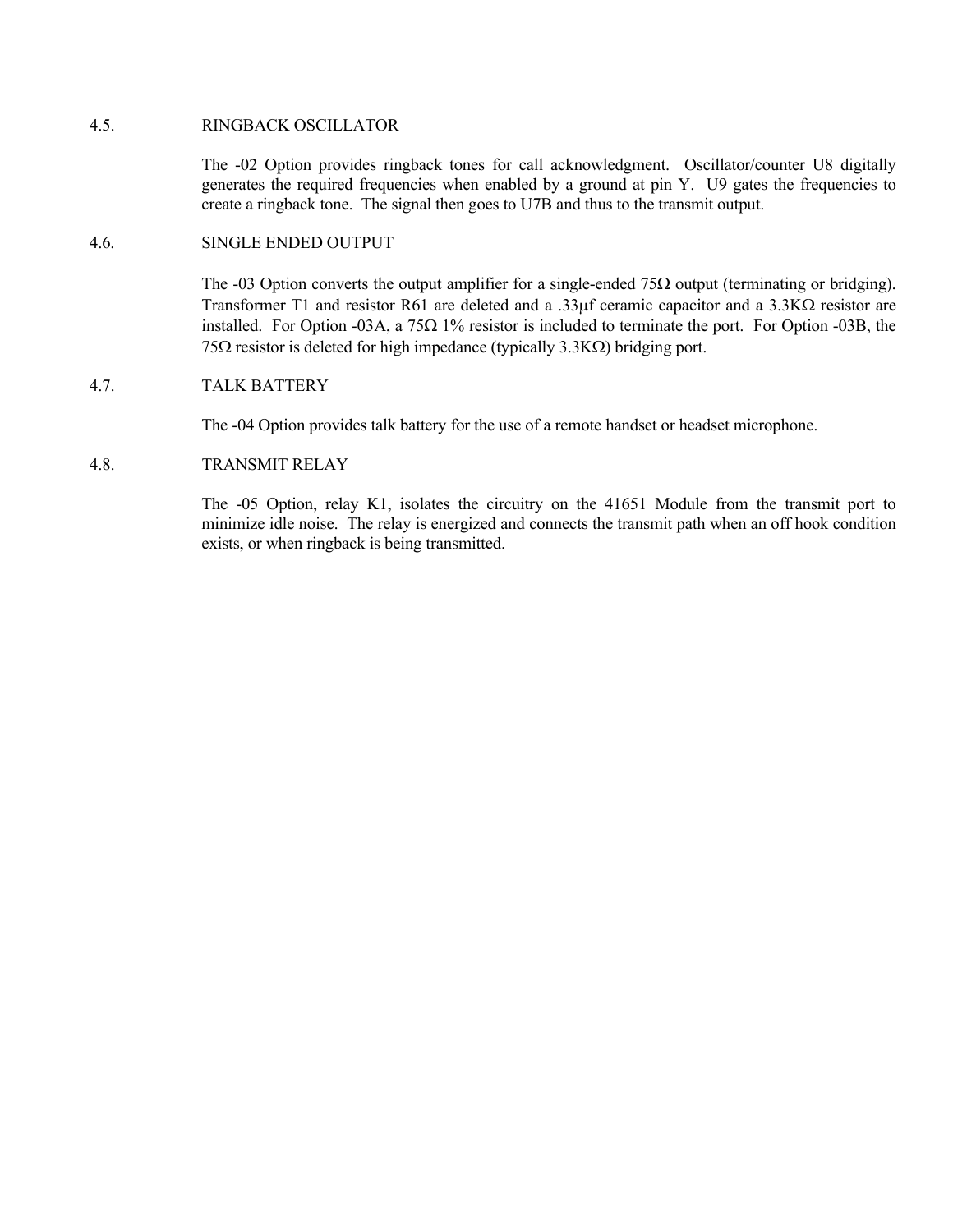## 4.5. RINGBACK OSCILLATOR

The -02 Option provides ringback tones for call acknowledgment. Oscillator/counter U8 digitally generates the required frequencies when enabled by a ground at pin Y. U9 gates the frequencies to create a ringback tone. The signal then goes to U7B and thus to the transmit output.

## 4.6. SINGLE ENDED OUTPUT

The -03 Option converts the output amplifier for a single-ended 75Ω output (terminating or bridging). Transformer T1 and resistor R61 are deleted and a .33µf ceramic capacitor and a 3.3KΩ resistor are installed. For Option -03A, a 75Ω 1% resistor is included to terminate the port. For Option -03B, the 75Ω resistor is deleted for high impedance (typically 3.3KΩ) bridging port.

## 4.7. TALK BATTERY

The -04 Option provides talk battery for the use of a remote handset or headset microphone.

## 4.8. TRANSMIT RELAY

The -05 Option, relay K1, isolates the circuitry on the 41651 Module from the transmit port to minimize idle noise. The relay is energized and connects the transmit path when an off hook condition exists, or when ringback is being transmitted.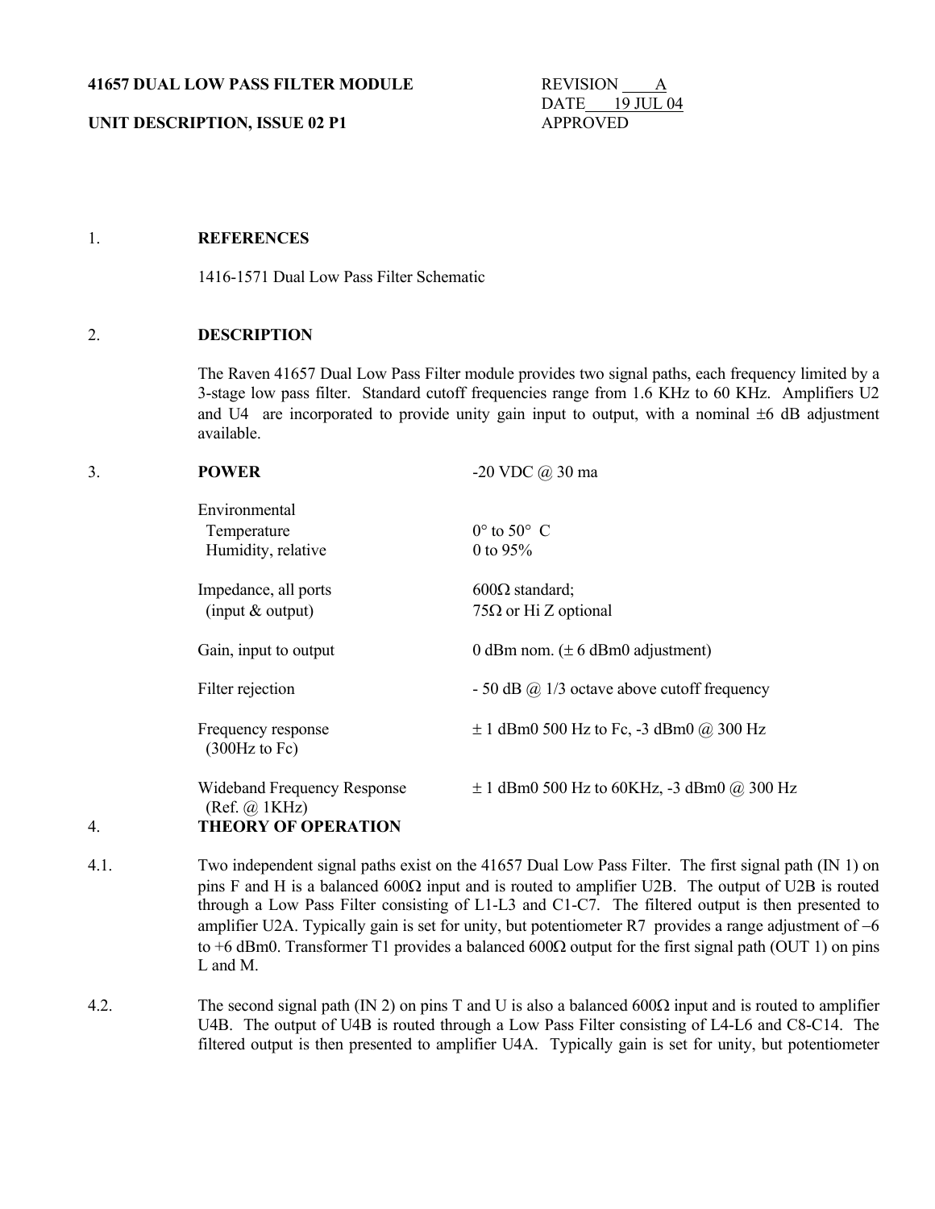**41657 DUAL LOW PASS FILTER MODULE**

**UNIT DESCRIPTION, ISSUE 02 P1**

REVISION A
DATE 19 JUL 04
APPROVED

## 1. REFERENCES

1416-1571 Dual Low Pass Filter Schematic

## 2. DESCRIPTION

The Raven 41657 Dual Low Pass Filter module provides two signal paths, each frequency limited by a 3-stage low pass filter. Standard cutoff frequencies range from 1.6 KHz to 60 KHz. Amplifiers U2 and U4 are incorporated to provide unity gain input to output, with a nominal ±6 dB adjustment available.

## 3. POWER

| | |
|---|---|
| **POWER** | -20 VDC @ 30 ma |
| Environmental | |
| Temperature | 0° to 50° C |
| Humidity, relative | 0 to 95% |
| Impedance, all ports (input & output) | 600Ω standard; 75Ω or Hi Z optional |
| Gain, input to output | 0 dBm nom. (± 6 dBm0 adjustment) |
| Filter rejection | - 50 dB @ 1/3 octave above cutoff frequency |
| Frequency response (300Hz to Fc) | ± 1 dBm0 500 Hz to Fc, -3 dBm0 @ 300 Hz |
| Wideband Frequency Response (Ref. @ 1KHz) | ± 1 dBm0 500 Hz to 60KHz, -3 dBm0 @ 300 Hz |

## 4. THEORY OF OPERATION

4.1. Two independent signal paths exist on the 41657 Dual Low Pass Filter. The first signal path (IN 1) on pins F and H is a balanced 600Ω input and is routed to amplifier U2B. The output of U2B is routed through a Low Pass Filter consisting of L1-L3 and C1-C7. The filtered output is then presented to amplifier U2A. Typically gain is set for unity, but potentiometer R7 provides a range adjustment of −6 to +6 dBm0. Transformer T1 provides a balanced 600Ω output for the first signal path (OUT 1) on pins L and M.

4.2. The second signal path (IN 2) on pins T and U is also a balanced 600Ω input and is routed to amplifier U4B. The output of U4B is routed through a Low Pass Filter consisting of L4-L6 and C8-C14. The filtered output is then presented to amplifier U4A. Typically gain is set for unity, but potentiometer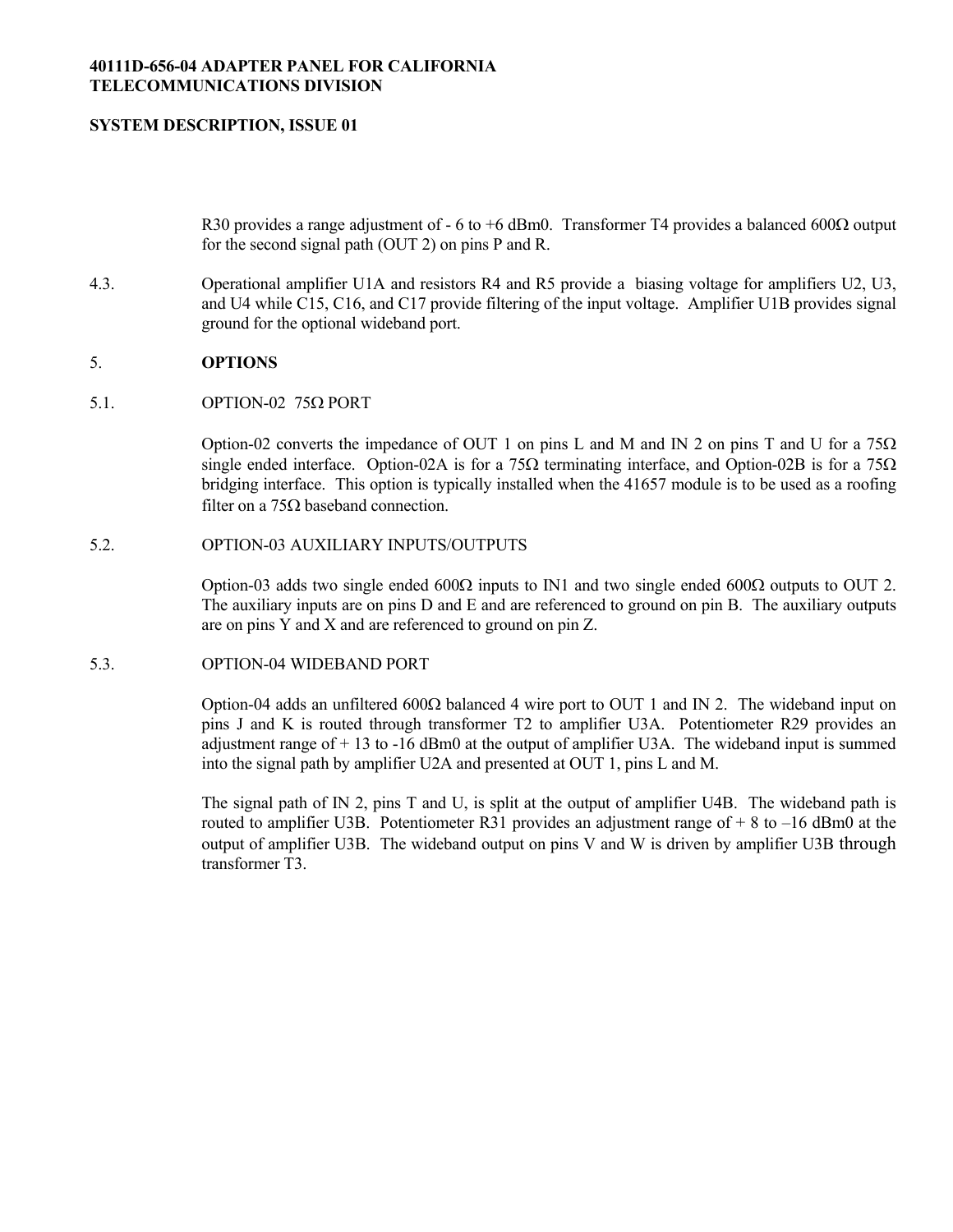R30 provides a range adjustment of - 6 to +6 dBm0. Transformer T4 provides a balanced 600Ω output for the second signal path (OUT 2) on pins P and R.

4.3. Operational amplifier U1A and resistors R4 and R5 provide a biasing voltage for amplifiers U2, U3, and U4 while C15, C16, and C17 provide filtering of the input voltage. Amplifier U1B provides signal ground for the optional wideband port.

## 5. OPTIONS

### 5.1. OPTION-02 75Ω PORT

Option-02 converts the impedance of OUT 1 on pins L and M and IN 2 on pins T and U for a 75Ω single ended interface. Option-02A is for a 75Ω terminating interface, and Option-02B is for a 75Ω bridging interface. This option is typically installed when the 41657 module is to be used as a roofing filter on a 75Ω baseband connection.

### 5.2. OPTION-03 AUXILIARY INPUTS/OUTPUTS

Option-03 adds two single ended 600Ω inputs to IN1 and two single ended 600Ω outputs to OUT 2. The auxiliary inputs are on pins D and E and are referenced to ground on pin B. The auxiliary outputs are on pins Y and X and are referenced to ground on pin Z.

### 5.3. OPTION-04 WIDEBAND PORT

Option-04 adds an unfiltered 600Ω balanced 4 wire port to OUT 1 and IN 2. The wideband input on pins J and K is routed through transformer T2 to amplifier U3A. Potentiometer R29 provides an adjustment range of + 13 to -16 dBm0 at the output of amplifier U3A. The wideband input is summed into the signal path by amplifier U2A and presented at OUT 1, pins L and M.

The signal path of IN 2, pins T and U, is split at the output of amplifier U4B. The wideband path is routed to amplifier U3B. Potentiometer R31 provides an adjustment range of + 8 to –16 dBm0 at the output of amplifier U3B. The wideband output on pins V and W is driven by amplifier U3B through transformer T3.